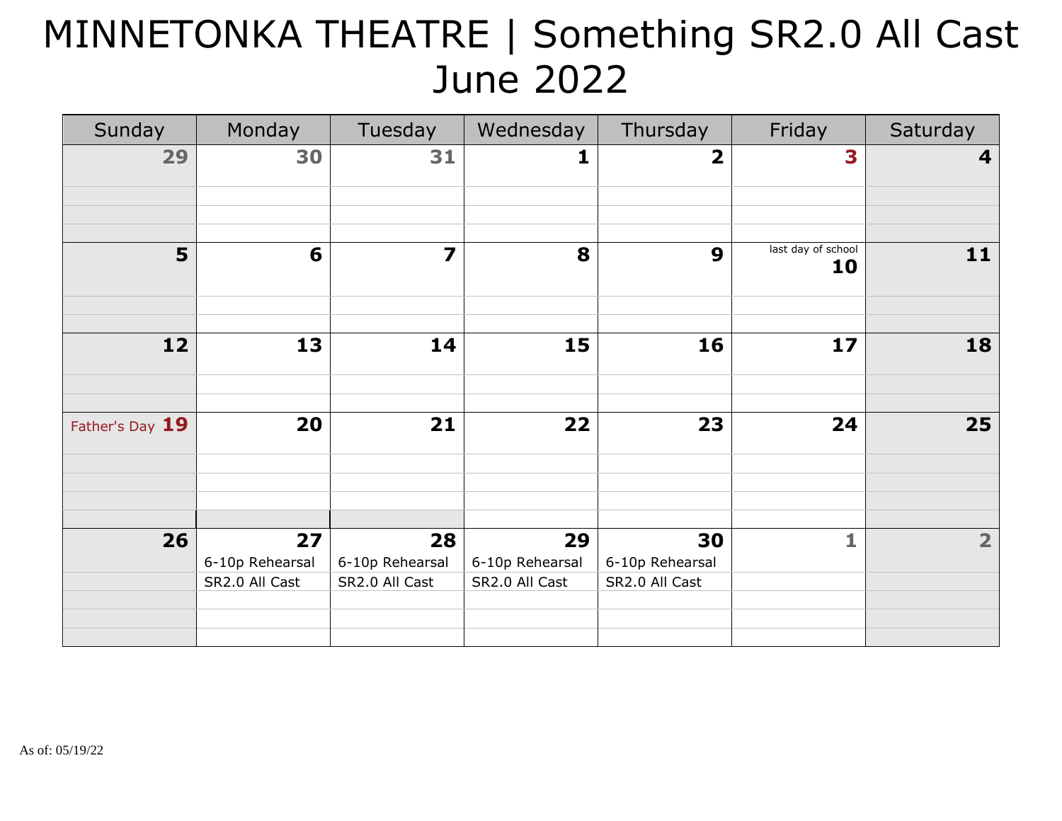# MINNETONKA THEATRE | Something SR2.0 All Cast
# June 2022

| Sunday | Monday | Tuesday | Wednesday | Thursday | Friday | Saturday |
|---|---|---|---|---|---|---|
| 29 | 30 | 31 | 1 | 2 | 3 | 4 |
| 5 | 6 | 7 | 8 | 9 | last day of school 10 | 11 |
| 12 | 13 | 14 | 15 | 16 | 17 | 18 |
| Father's Day 19 | 20 | 21 | 22 | 23 | 24 | 25 |
| 26 | 27 6-10p Rehearsal SR2.0 All Cast | 28 6-10p Rehearsal SR2.0 All Cast | 29 6-10p Rehearsal SR2.0 All Cast | 30 6-10p Rehearsal SR2.0 All Cast | 1 | 2 |

As of: 05/19/22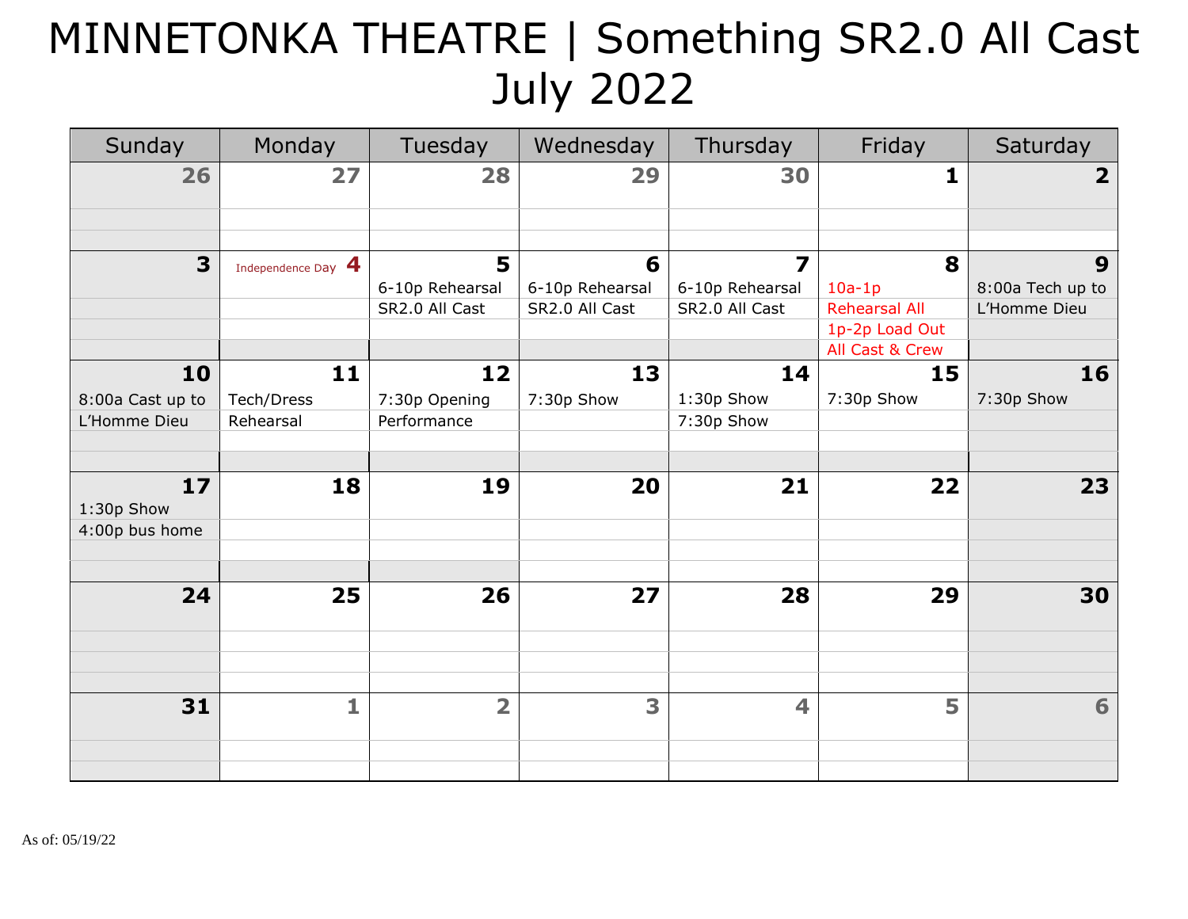# MINNETONKA THEATRE | Something SR2.0 All Cast
# July 2022

| Sunday | Monday | Tuesday | Wednesday | Thursday | Friday | Saturday |
|---|---|---|---|---|---|---|
| 26 | 27 | 28 | 29 | 30 | 1 | 2 |
| 3 | Independence Day 4 | 5<br>6-10p Rehearsal<br>SR2.0 All Cast | 6<br>6-10p Rehearsal<br>SR2.0 All Cast | 7<br>6-10p Rehearsal<br>SR2.0 All Cast | 8<br>10a-1p<br>Rehearsal All<br>1p-2p Load Out<br>All Cast & Crew | 9<br>8:00a Tech up to<br>L'Homme Dieu |
| 10<br>8:00a Cast up to<br>L'Homme Dieu | 11<br>Tech/Dress<br>Rehearsal | 12<br>7:30p Opening<br>Performance | 13<br>7:30p Show | 14<br>1:30p Show<br>7:30p Show | 15<br>7:30p Show | 16<br>7:30p Show |
| 17<br>1:30p Show<br>4:00p bus home | 18 | 19 | 20 | 21 | 22 | 23 |
| 24 | 25 | 26 | 27 | 28 | 29 | 30 |
| 31 | 1 | 2 | 3 | 4 | 5 | 6 |

As of: 05/19/22